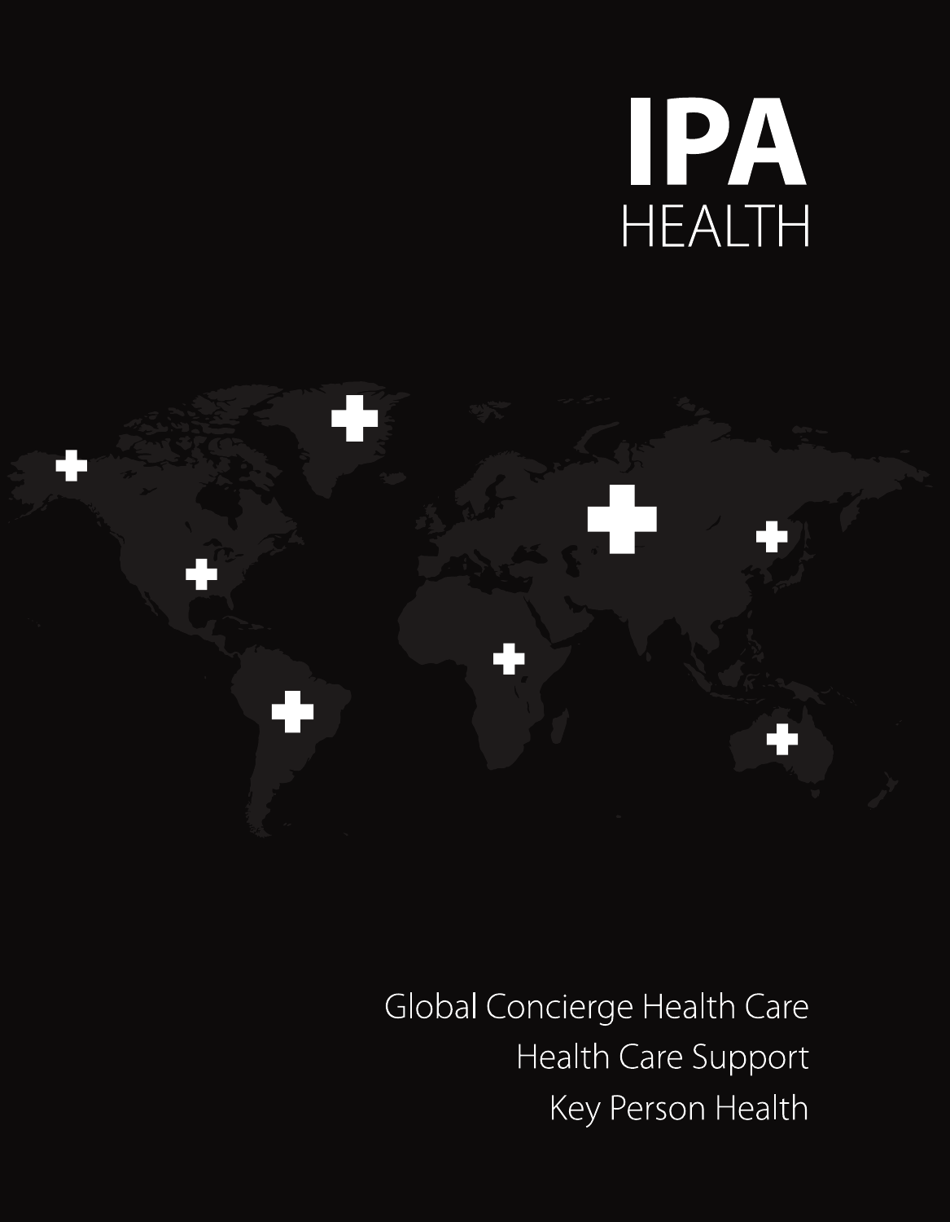# IPA
## HEALTH

Global Concierge Health Care

Health Care Support

Key Person Health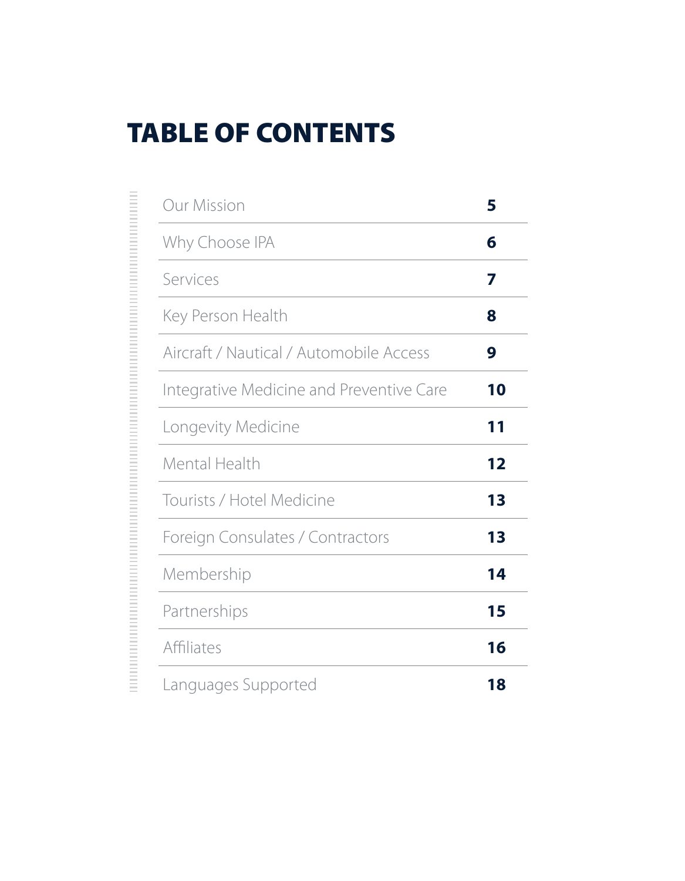# TABLE OF CONTENTS

| | |
|---|---|
| Our Mission | **5** |
| Why Choose IPA | **6** |
| Services | **7** |
| Key Person Health | **8** |
| Aircraft / Nautical / Automobile Access | **9** |
| Integrative Medicine and Preventive Care | **10** |
| Longevity Medicine | **11** |
| Mental Health | **12** |
| Tourists / Hotel Medicine | **13** |
| Foreign Consulates / Contractors | **13** |
| Membership | **14** |
| Partnerships | **15** |
| Affiliates | **16** |
| Languages Supported | **18** |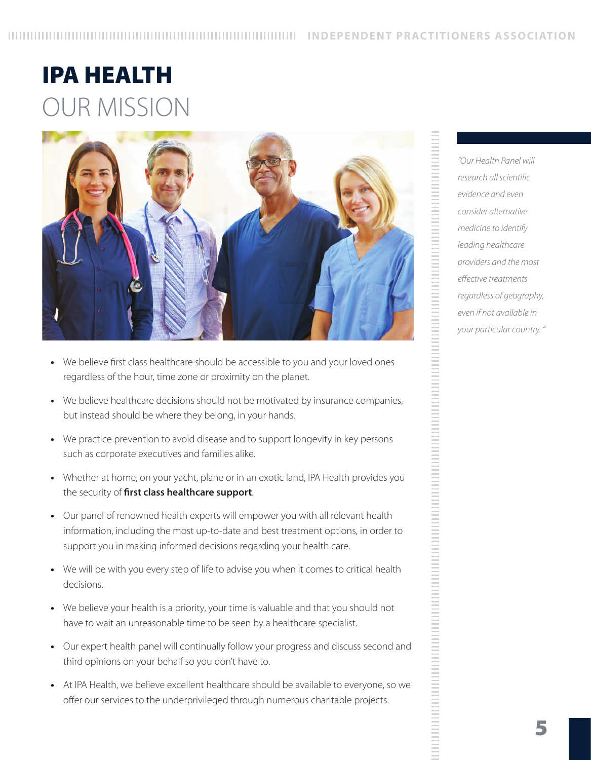# IPA HEALTH
## OUR MISSION

- We believe first class healthcare should be accessible to you and your loved ones regardless of the hour, time zone or proximity on the planet.
- We believe healthcare decisions should not be motivated by insurance companies, but instead should be where they belong, in your hands.
- We practice prevention to avoid disease and to support longevity in key persons such as corporate executives and families alike.
- Whether at home, on your yacht, plane or in an exotic land, IPA Health provides you the security of **first class healthcare support**.
- Our panel of renowned health experts will empower you with all relevant health information, including the most up-to-date and best treatment options, in order to support you in making informed decisions regarding your health care.
- We will be with you every step of life to advise you when it comes to critical health decisions.
- We believe your health is a priority, your time is valuable and that you should not have to wait an unreasonable time to be seen by a healthcare specialist.
- Our expert health panel will continually follow your progress and discuss second and third opinions on your behalf so you don't have to.
- At IPA Health, we believe excellent healthcare should be available to everyone, so we offer our services to the underprivileged through numerous charitable projects.

*"Our Health Panel will research all scientific evidence and even consider alternative medicine to identify leading healthcare providers and the most effective treatments regardless of geography, even if not available in your particular country."*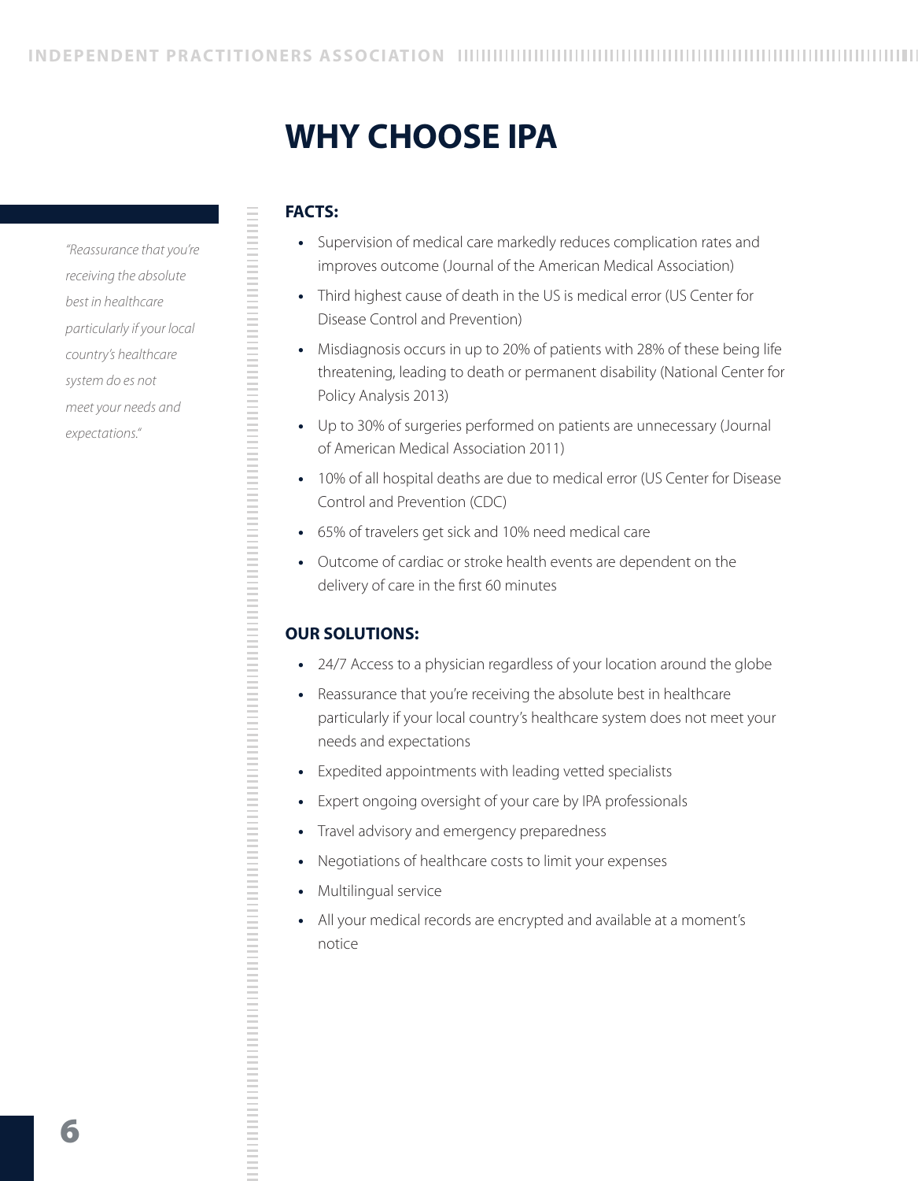# WHY CHOOSE IPA

*"Reassurance that you're receiving the absolute best in healthcare particularly if your local country's healthcare system do es not meet your needs and expectations."*

**FACTS:**

- Supervision of medical care markedly reduces complication rates and improves outcome (Journal of the American Medical Association)
- Third highest cause of death in the US is medical error (US Center for Disease Control and Prevention)
- Misdiagnosis occurs in up to 20% of patients with 28% of these being life threatening, leading to death or permanent disability (National Center for Policy Analysis 2013)
- Up to 30% of surgeries performed on patients are unnecessary (Journal of American Medical Association 2011)
- 10% of all hospital deaths are due to medical error (US Center for Disease Control and Prevention (CDC)
- 65% of travelers get sick and 10% need medical care
- Outcome of cardiac or stroke health events are dependent on the delivery of care in the first 60 minutes

**OUR SOLUTIONS:**

- 24/7 Access to a physician regardless of your location around the globe
- Reassurance that you're receiving the absolute best in healthcare particularly if your local country's healthcare system does not meet your needs and expectations
- Expedited appointments with leading vetted specialists
- Expert ongoing oversight of your care by IPA professionals
- Travel advisory and emergency preparedness
- Negotiations of healthcare costs to limit your expenses
- Multilingual service
- All your medical records are encrypted and available at a moment's notice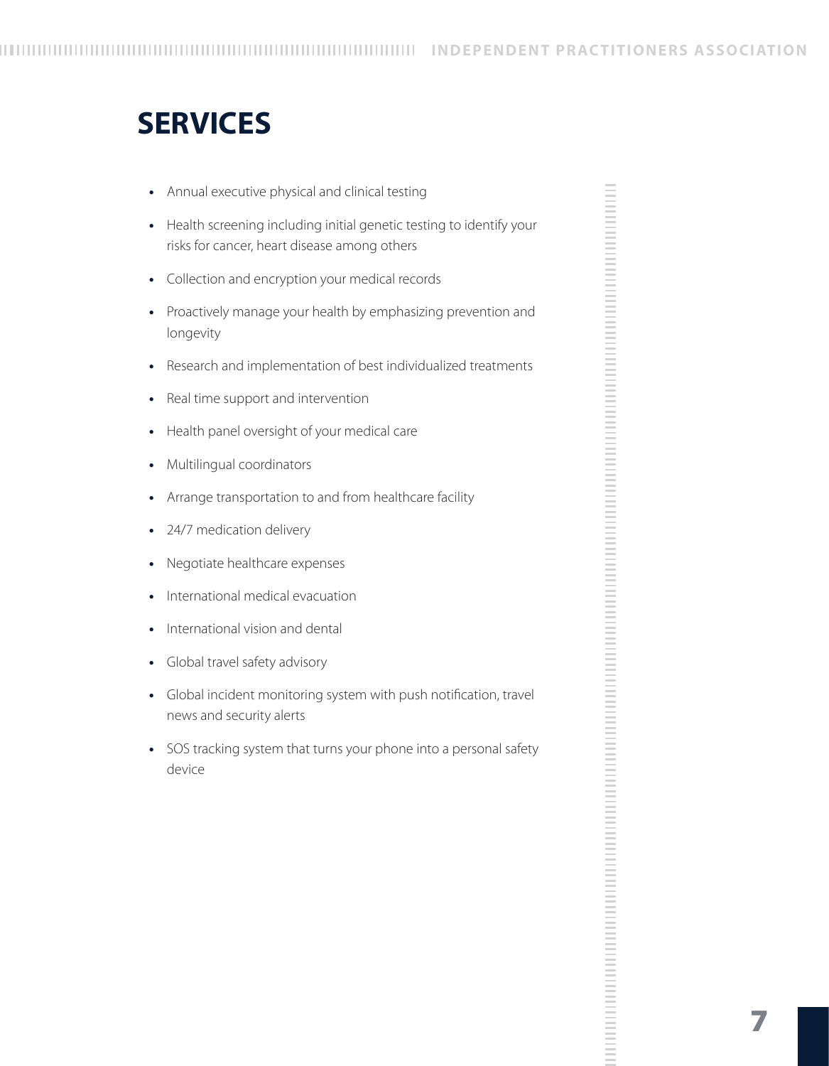# SERVICES

- Annual executive physical and clinical testing
- Health screening including initial genetic testing to identify your risks for cancer, heart disease among others
- Collection and encryption your medical records
- Proactively manage your health by emphasizing prevention and longevity
- Research and implementation of best individualized treatments
- Real time support and intervention
- Health panel oversight of your medical care
- Multilingual coordinators
- Arrange transportation to and from healthcare facility
- 24/7 medication delivery
- Negotiate healthcare expenses
- International medical evacuation
- International vision and dental
- Global travel safety advisory
- Global incident monitoring system with push notification, travel news and security alerts
- SOS tracking system that turns your phone into a personal safety device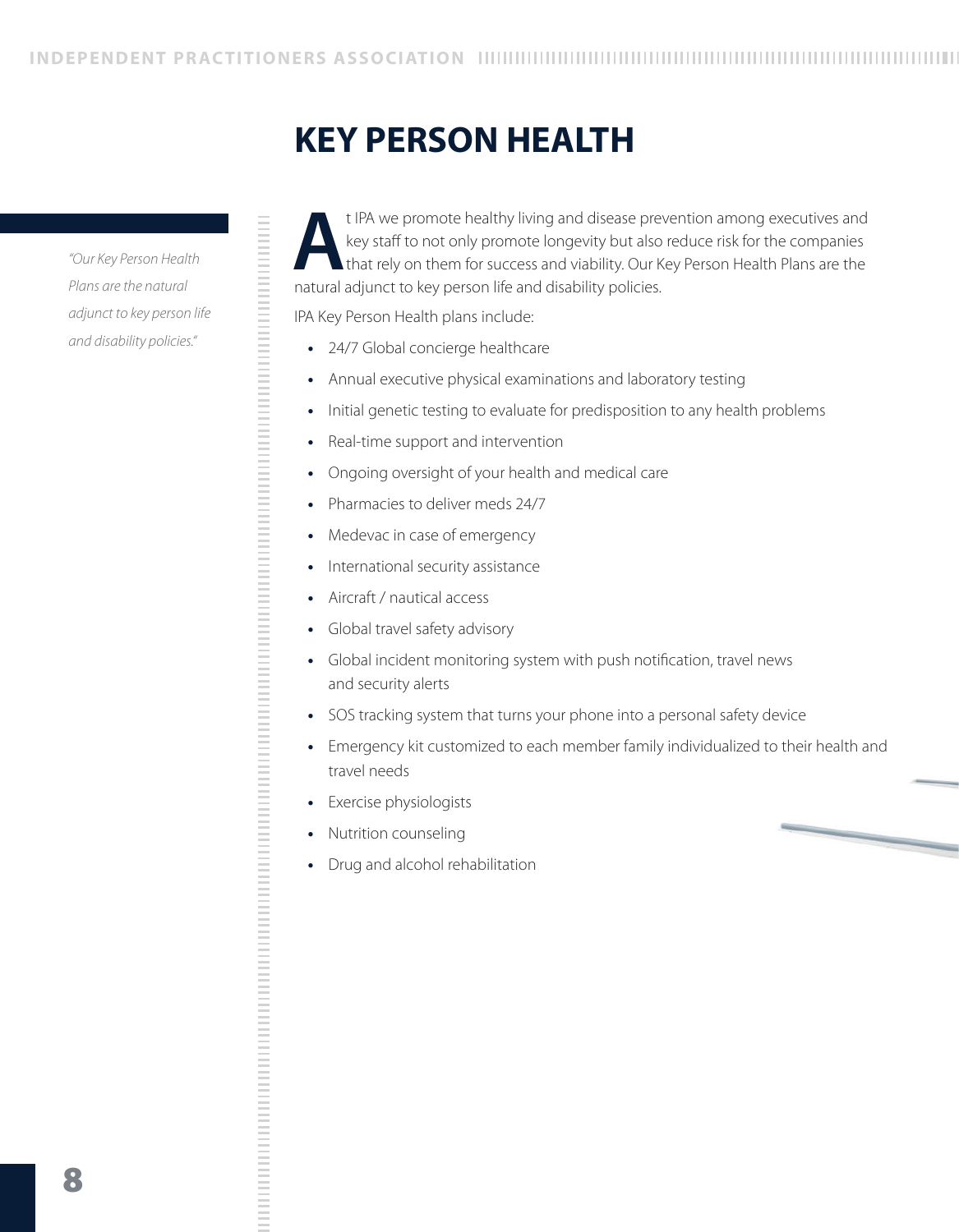# KEY PERSON HEALTH

*"Our Key Person Health Plans are the natural adjunct to key person life and disability policies."*

At IPA we promote healthy living and disease prevention among executives and key staff to not only promote longevity but also reduce risk for the companies that rely on them for success and viability. Our Key Person Health Plans are the natural adjunct to key person life and disability policies.

IPA Key Person Health plans include:

- 24/7 Global concierge healthcare
- Annual executive physical examinations and laboratory testing
- Initial genetic testing to evaluate for predisposition to any health problems
- Real-time support and intervention
- Ongoing oversight of your health and medical care
- Pharmacies to deliver meds 24/7
- Medevac in case of emergency
- International security assistance
- Aircraft / nautical access
- Global travel safety advisory
- Global incident monitoring system with push notification, travel news and security alerts
- SOS tracking system that turns your phone into a personal safety device
- Emergency kit customized to each member family individualized to their health and travel needs
- Exercise physiologists
- Nutrition counseling
- Drug and alcohol rehabilitation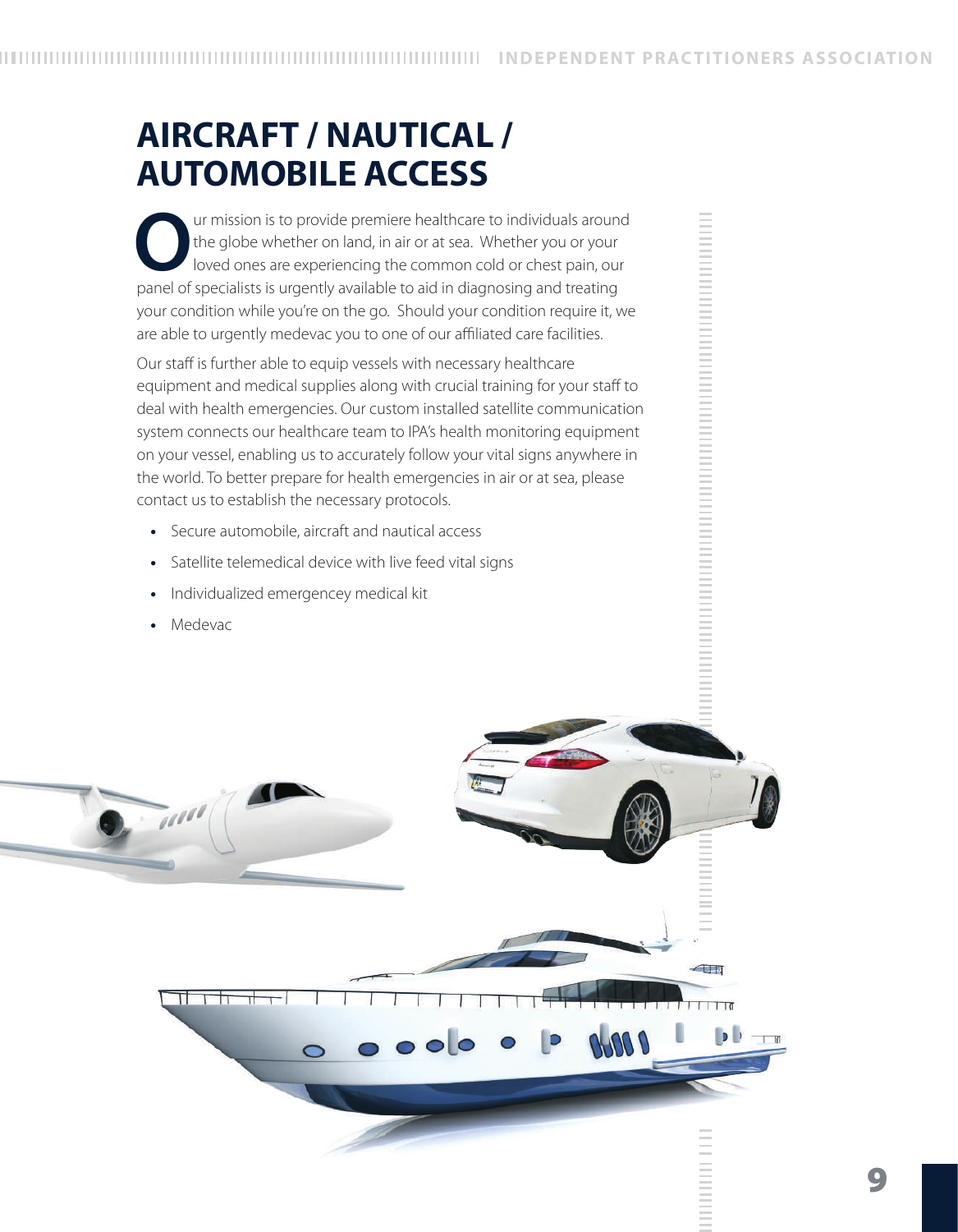# AIRCRAFT / NAUTICAL / AUTOMOBILE ACCESS

Our mission is to provide premiere healthcare to individuals around the globe whether on land, in air or at sea. Whether you or your loved ones are experiencing the common cold or chest pain, our panel of specialists is urgently available to aid in diagnosing and treating your condition while you're on the go. Should your condition require it, we are able to urgently medevac you to one of our affiliated care facilities.

Our staff is further able to equip vessels with necessary healthcare equipment and medical supplies along with crucial training for your staff to deal with health emergencies. Our custom installed satellite communication system connects our healthcare team to IPA's health monitoring equipment on your vessel, enabling us to accurately follow your vital signs anywhere in the world. To better prepare for health emergencies in air or at sea, please contact us to establish the necessary protocols.

- Secure automobile, aircraft and nautical access
- Satellite telemedical device with live feed vital signs
- Individualized emergencey medical kit
- Medevac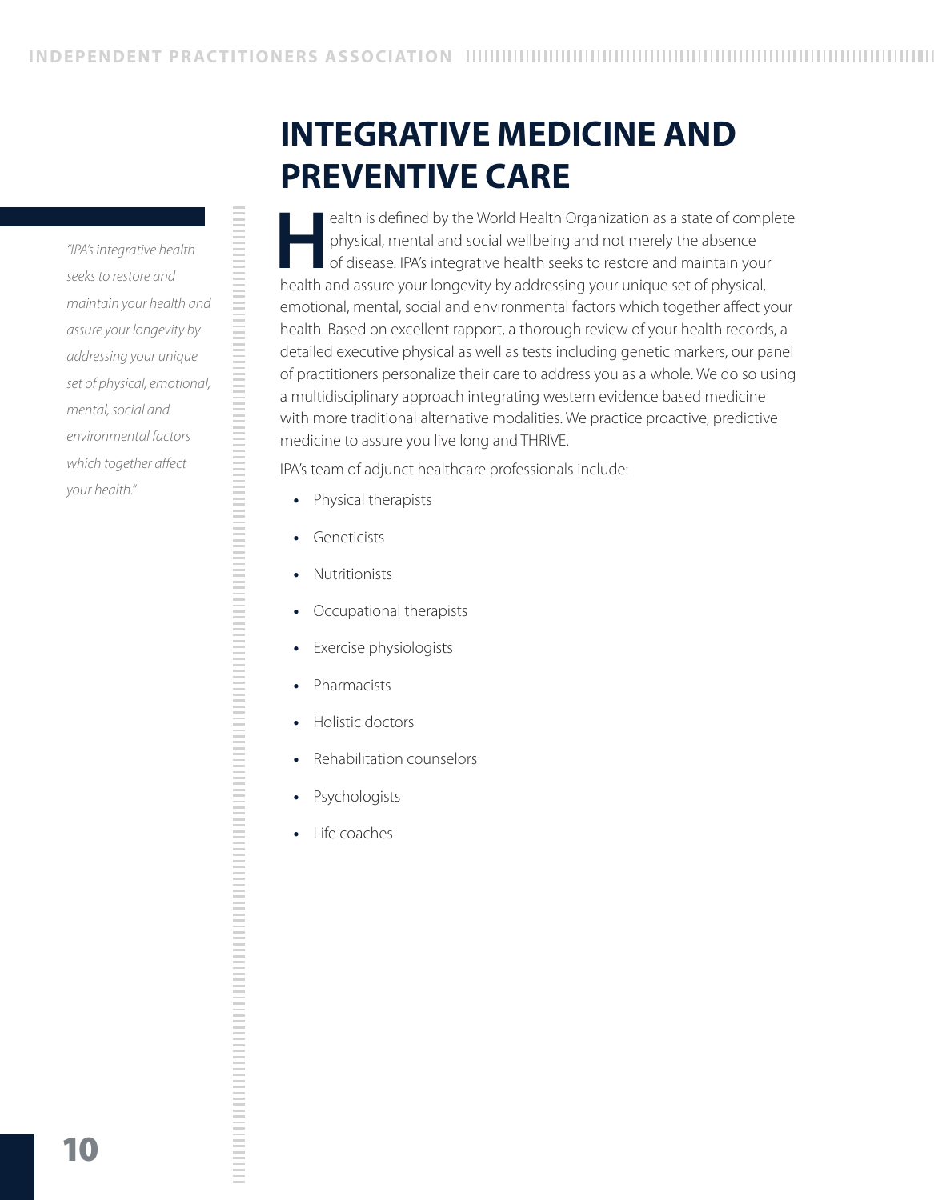# INTEGRATIVE MEDICINE AND PREVENTIVE CARE

*"IPA's integrative health seeks to restore and maintain your health and assure your longevity by addressing your unique set of physical, emotional, mental, social and environmental factors which together affect your health."*

Health is defined by the World Health Organization as a state of complete physical, mental and social wellbeing and not merely the absence of disease. IPA's integrative health seeks to restore and maintain your health and assure your longevity by addressing your unique set of physical, emotional, mental, social and environmental factors which together affect your health. Based on excellent rapport, a thorough review of your health records, a detailed executive physical as well as tests including genetic markers, our panel of practitioners personalize their care to address you as a whole. We do so using a multidisciplinary approach integrating western evidence based medicine with more traditional alternative modalities. We practice proactive, predictive medicine to assure you live long and THRIVE.

IPA's team of adjunct healthcare professionals include:

- Physical therapists
- Geneticists
- Nutritionists
- Occupational therapists
- Exercise physiologists
- Pharmacists
- Holistic doctors
- Rehabilitation counselors
- Psychologists
- Life coaches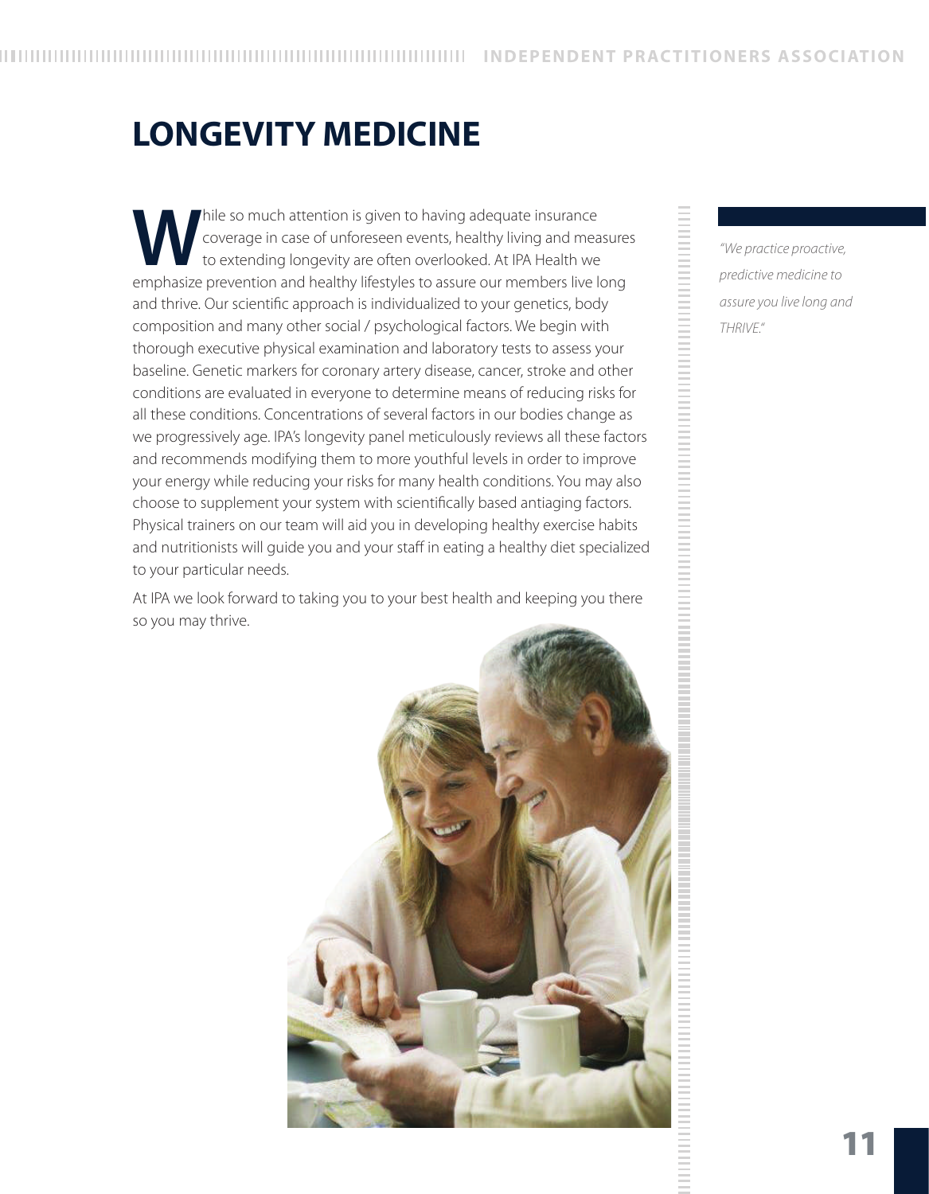# LONGEVITY MEDICINE

While so much attention is given to having adequate insurance coverage in case of unforeseen events, healthy living and measures to extending longevity are often overlooked. At IPA Health we emphasize prevention and healthy lifestyles to assure our members live long and thrive. Our scientific approach is individualized to your genetics, body composition and many other social / psychological factors. We begin with thorough executive physical examination and laboratory tests to assess your baseline. Genetic markers for coronary artery disease, cancer, stroke and other conditions are evaluated in everyone to determine means of reducing risks for all these conditions. Concentrations of several factors in our bodies change as we progressively age. IPA's longevity panel meticulously reviews all these factors and recommends modifying them to more youthful levels in order to improve your energy while reducing your risks for many health conditions. You may also choose to supplement your system with scientifically based antiaging factors. Physical trainers on our team will aid you in developing healthy exercise habits and nutritionists will guide you and your staff in eating a healthy diet specialized to your particular needs.

At IPA we look forward to taking you to your best health and keeping you there so you may thrive.

*"We practice proactive, predictive medicine to assure you live long and THRIVE."*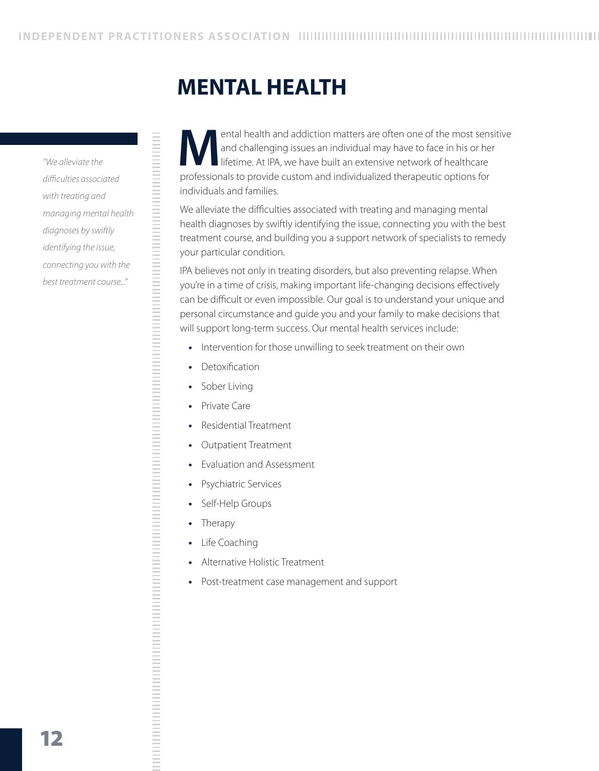# MENTAL HEALTH

*"We alleviate the difficulties associated with treating and managing mental health diagnoses by swiftly identifying the issue, connecting you with the best treatment course..."*

Mental health and addiction matters are often one of the most sensitive and challenging issues an individual may have to face in his or her lifetime. At IPA, we have built an extensive network of healthcare professionals to provide custom and individualized therapeutic options for individuals and families.

We alleviate the difficulties associated with treating and managing mental health diagnoses by swiftly identifying the issue, connecting you with the best treatment course, and building you a support network of specialists to remedy your particular condition.

IPA believes not only in treating disorders, but also preventing relapse. When you're in a time of crisis, making important life-changing decisions effectively can be difficult or even impossible. Our goal is to understand your unique and personal circumstance and guide you and your family to make decisions that will support long-term success. Our mental health services include:

- Intervention for those unwilling to seek treatment on their own
- Detoxification
- Sober Living
- Private Care
- Residential Treatment
- Outpatient Treatment
- Evaluation and Assessment
- Psychiatric Services
- Self-Help Groups
- Therapy
- Life Coaching
- Alternative Holistic Treatment
- Post-treatment case management and support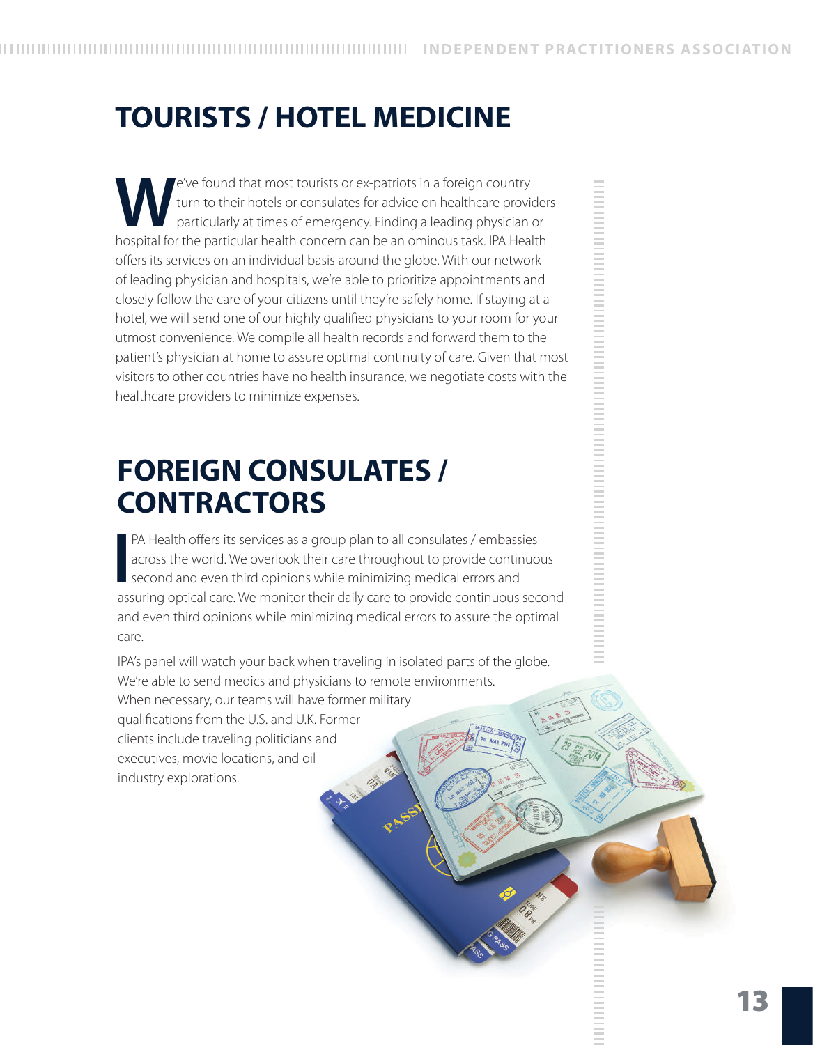## TOURISTS / HOTEL MEDICINE

We've found that most tourists or ex-patriots in a foreign country turn to their hotels or consulates for advice on healthcare providers particularly at times of emergency. Finding a leading physician or hospital for the particular health concern can be an ominous task. IPA Health offers its services on an individual basis around the globe. With our network of leading physician and hospitals, we're able to prioritize appointments and closely follow the care of your citizens until they're safely home. If staying at a hotel, we will send one of our highly qualified physicians to your room for your utmost convenience. We compile all health records and forward them to the patient's physician at home to assure optimal continuity of care. Given that most visitors to other countries have no health insurance, we negotiate costs with the healthcare providers to minimize expenses.

## FOREIGN CONSULATES / CONTRACTORS

IPA Health offers its services as a group plan to all consulates / embassies across the world. We overlook their care throughout to provide continuous second and even third opinions while minimizing medical errors and assuring optical care. We monitor their daily care to provide continuous second and even third opinions while minimizing medical errors to assure the optimal care.

IPA's panel will watch your back when traveling in isolated parts of the globe. We're able to send medics and physicians to remote environments. When necessary, our teams will have former military qualifications from the U.S. and U.K. Former clients include traveling politicians and executives, movie locations, and oil industry explorations.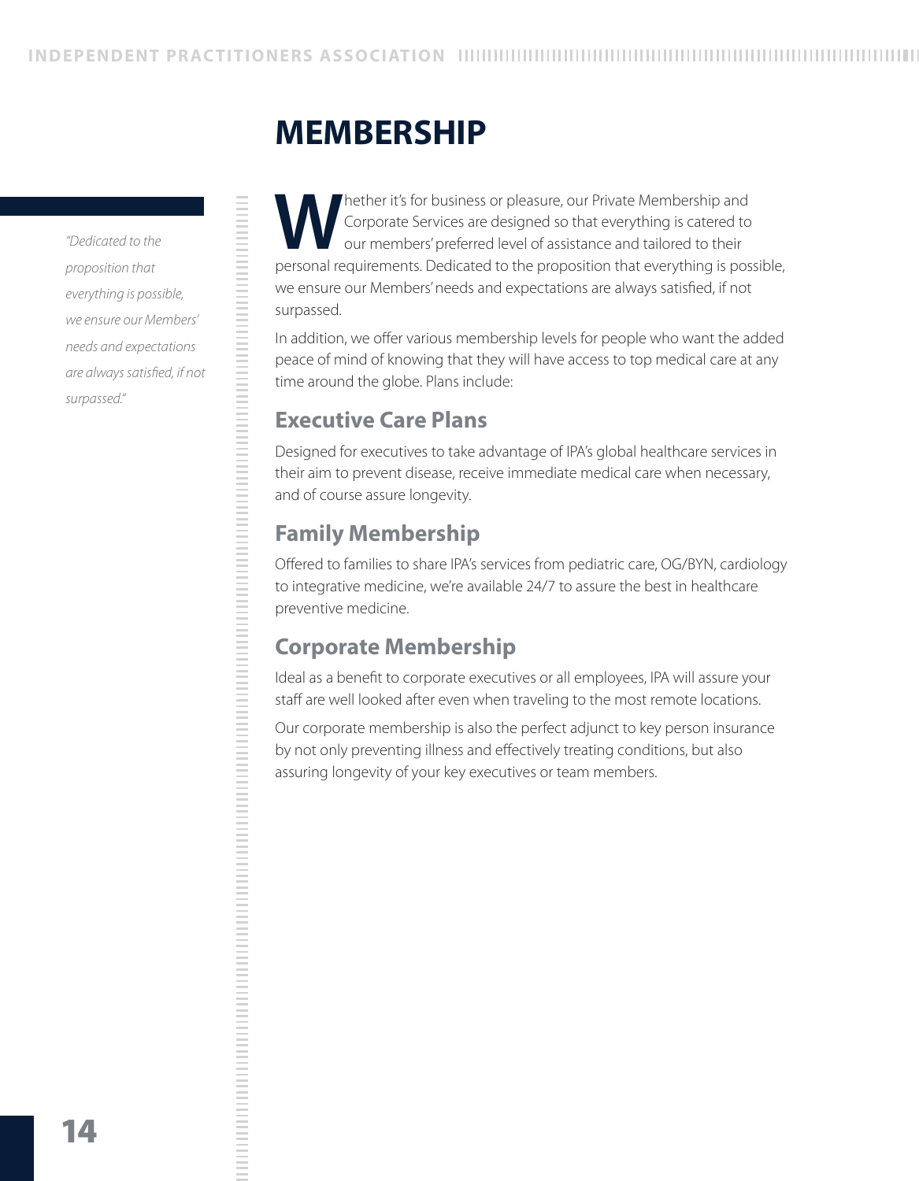# MEMBERSHIP

*"Dedicated to the proposition that everything is possible, we ensure our Members' needs and expectations are always satisfied, if not surpassed."*

Whether it's for business or pleasure, our Private Membership and Corporate Services are designed so that everything is catered to our members' preferred level of assistance and tailored to their personal requirements. Dedicated to the proposition that everything is possible, we ensure our Members' needs and expectations are always satisfied, if not surpassed.

In addition, we offer various membership levels for people who want the added peace of mind of knowing that they will have access to top medical care at any time around the globe. Plans include:

## Executive Care Plans

Designed for executives to take advantage of IPA's global healthcare services in their aim to prevent disease, receive immediate medical care when necessary, and of course assure longevity.

## Family Membership

Offered to families to share IPA's services from pediatric care, OG/BYN, cardiology to integrative medicine, we're available 24/7 to assure the best in healthcare preventive medicine.

## Corporate Membership

Ideal as a benefit to corporate executives or all employees, IPA will assure your staff are well looked after even when traveling to the most remote locations.

Our corporate membership is also the perfect adjunct to key person insurance by not only preventing illness and effectively treating conditions, but also assuring longevity of your key executives or team members.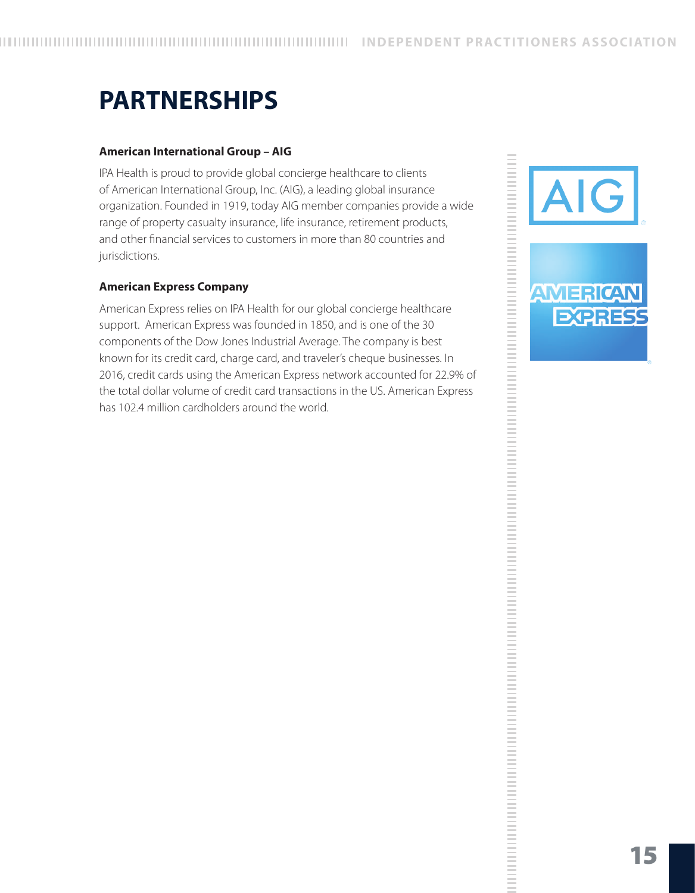# PARTNERSHIPS

### American International Group – AIG

IPA Health is proud to provide global concierge healthcare to clients of American International Group, Inc. (AIG), a leading global insurance organization. Founded in 1919, today AIG member companies provide a wide range of property casualty insurance, life insurance, retirement products, and other financial services to customers in more than 80 countries and jurisdictions.

### American Express Company

American Express relies on IPA Health for our global concierge healthcare support. American Express was founded in 1850, and is one of the 30 components of the Dow Jones Industrial Average. The company is best known for its credit card, charge card, and traveler's cheque businesses. In 2016, credit cards using the American Express network accounted for 22.9% of the total dollar volume of credit card transactions in the US. American Express has 102.4 million cardholders around the world.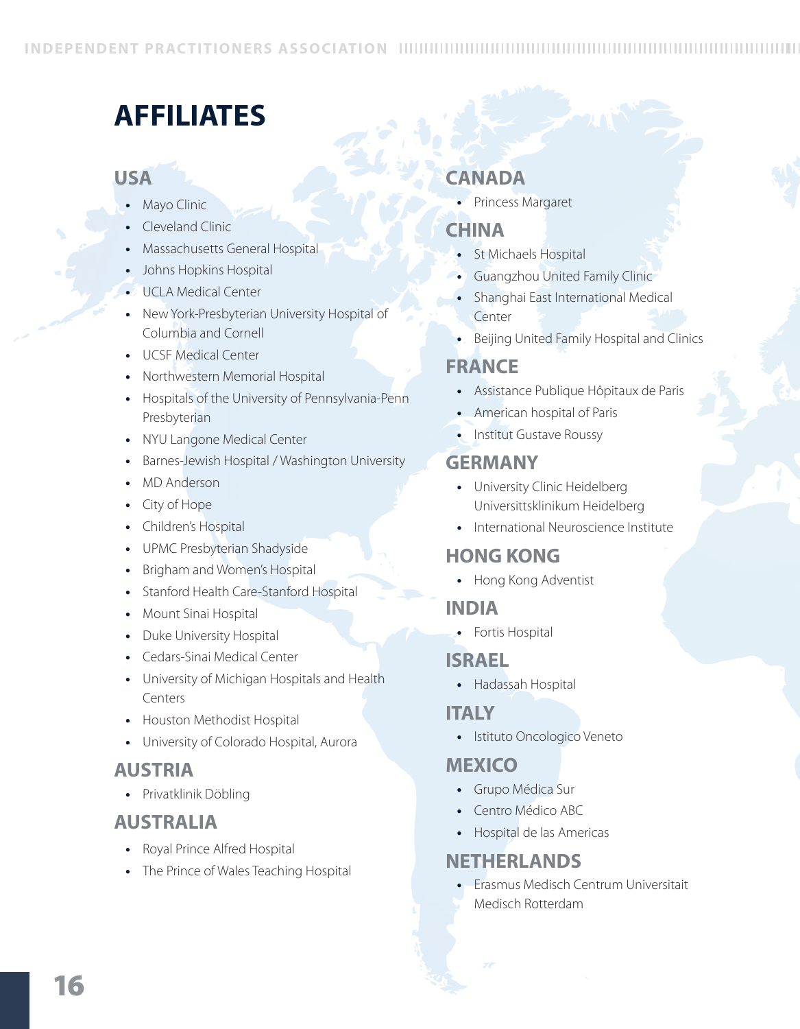# AFFILIATES

## USA

- Mayo Clinic
- Cleveland Clinic
- Massachusetts General Hospital
- Johns Hopkins Hospital
- UCLA Medical Center
- New York-Presbyterian University Hospital of Columbia and Cornell
- UCSF Medical Center
- Northwestern Memorial Hospital
- Hospitals of the University of Pennsylvania-Penn Presbyterian
- NYU Langone Medical Center
- Barnes-Jewish Hospital / Washington University
- MD Anderson
- City of Hope
- Children's Hospital
- UPMC Presbyterian Shadyside
- Brigham and Women's Hospital
- Stanford Health Care-Stanford Hospital
- Mount Sinai Hospital
- Duke University Hospital
- Cedars-Sinai Medical Center
- University of Michigan Hospitals and Health Centers
- Houston Methodist Hospital
- University of Colorado Hospital, Aurora

## AUSTRIA

- Privatklinik Döbling

## AUSTRALIA

- Royal Prince Alfred Hospital
- The Prince of Wales Teaching Hospital

## CANADA

- Princess Margaret

## CHINA

- St Michaels Hospital
- Guangzhou United Family Clinic
- Shanghai East International Medical Center
- Beijing United Family Hospital and Clinics

## FRANCE

- Assistance Publique Hôpitaux de Paris
- American hospital of Paris
- Institut Gustave Roussy

## GERMANY

- University Clinic Heidelberg Universittsklinikum Heidelberg
- International Neuroscience Institute

## HONG KONG

- Hong Kong Adventist

## INDIA

- Fortis Hospital

## ISRAEL

- Hadassah Hospital

## ITALY

- Istituto Oncologico Veneto

## MEXICO

- Grupo Médica Sur
- Centro Médico ABC
- Hospital de las Americas

## NETHERLANDS

- Erasmus Medisch Centrum Universitait Medisch Rotterdam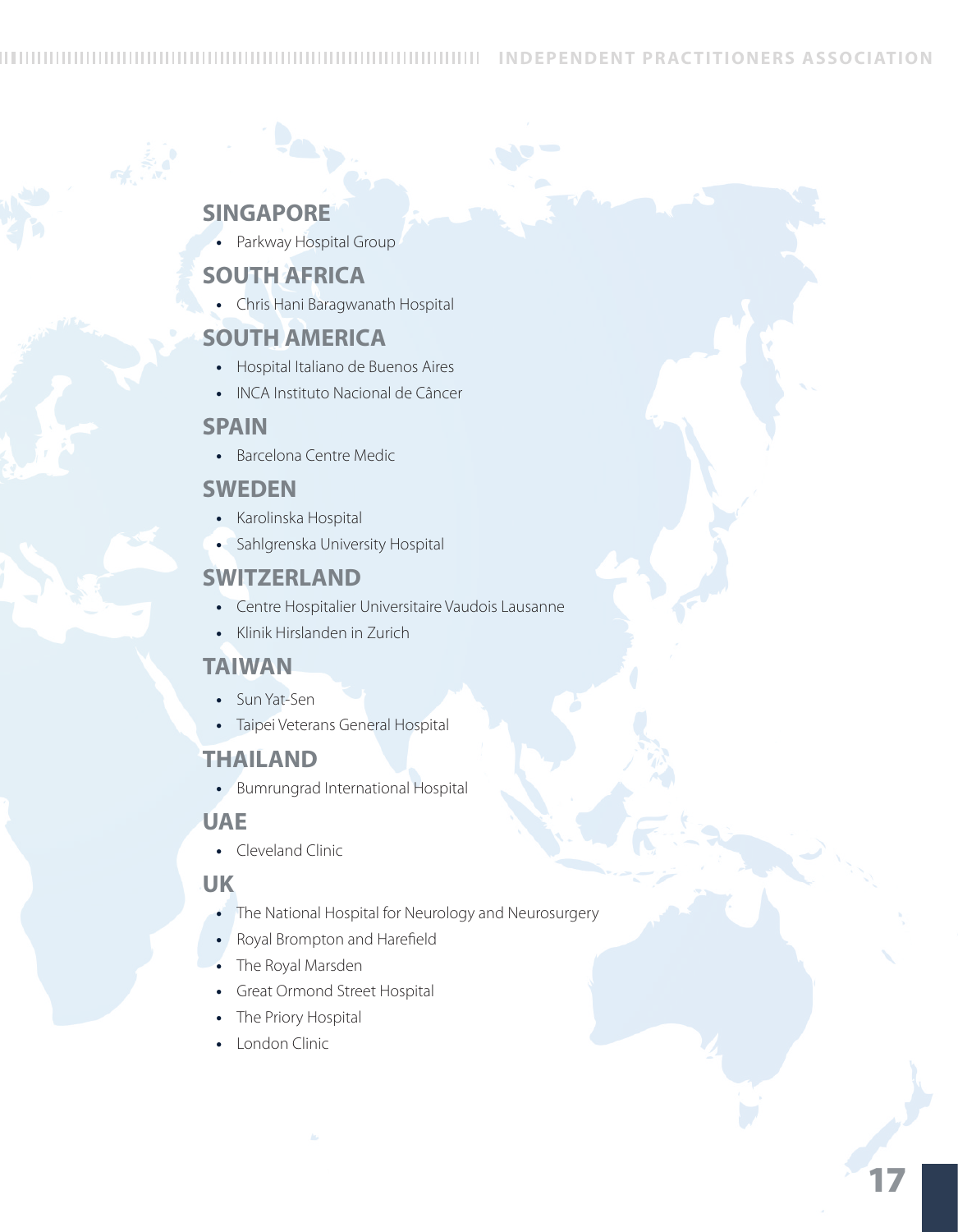## SINGAPORE

- Parkway Hospital Group

## SOUTH AFRICA

- Chris Hani Baragwanath Hospital

## SOUTH AMERICA

- Hospital Italiano de Buenos Aires
- INCA Instituto Nacional de Câncer

## SPAIN

- Barcelona Centre Medic

## SWEDEN

- Karolinska Hospital
- Sahlgrenska University Hospital

## SWITZERLAND

- Centre Hospitalier Universitaire Vaudois Lausanne
- Klinik Hirslanden in Zurich

## TAIWAN

- Sun Yat-Sen
- Taipei Veterans General Hospital

## THAILAND

- Bumrungrad International Hospital

## UAE

- Cleveland Clinic

## UK

- The National Hospital for Neurology and Neurosurgery
- Royal Brompton and Harefield
- The Royal Marsden
- Great Ormond Street Hospital
- The Priory Hospital
- London Clinic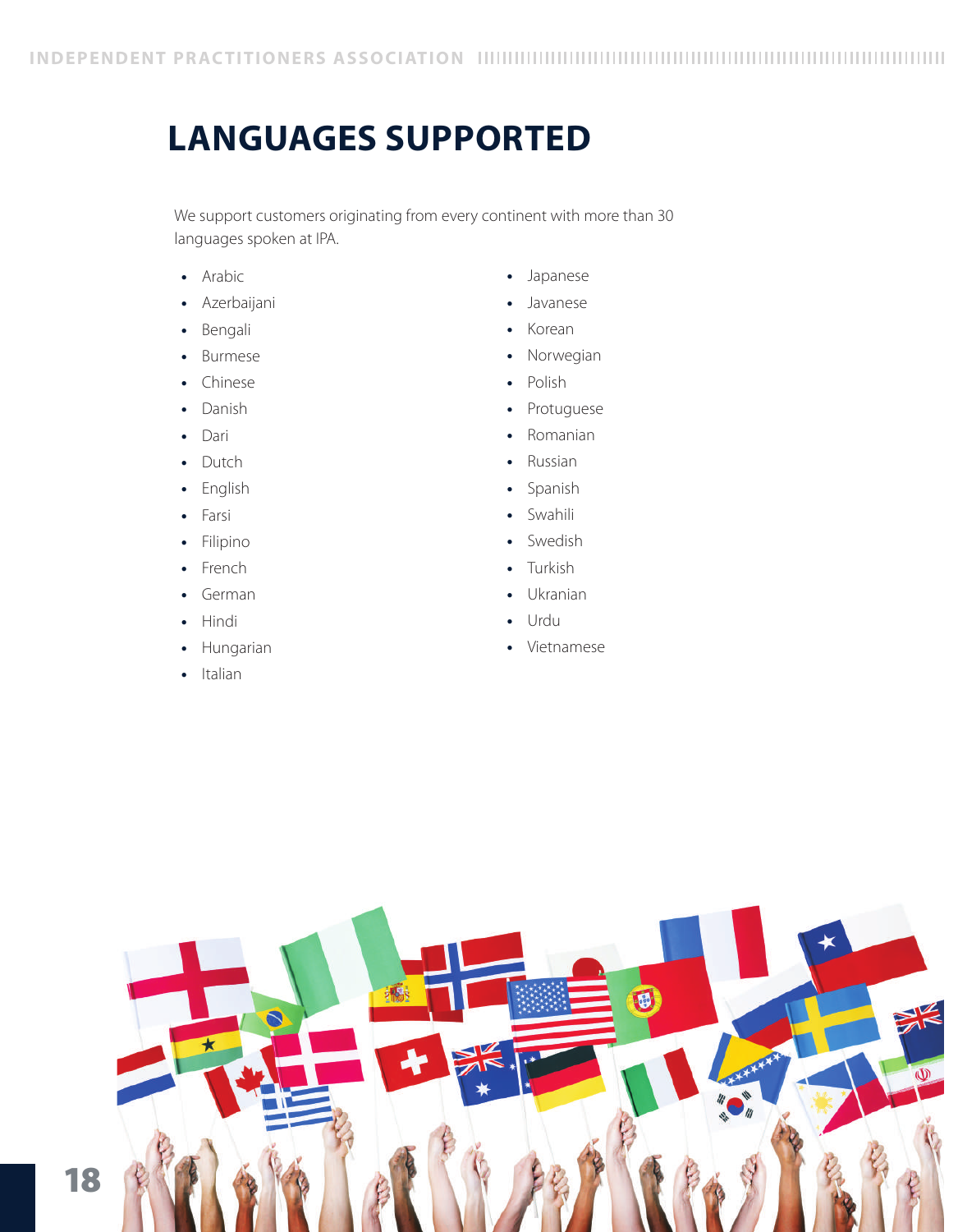# LANGUAGES SUPPORTED

We support customers originating from every continent with more than 30 languages spoken at IPA.

- Arabic
- Azerbaijani
- Bengali
- Burmese
- Chinese
- Danish
- Dari
- Dutch
- English
- Farsi
- Filipino
- French
- German
- Hindi
- Hungarian
- Italian
- Japanese
- Javanese
- Korean
- Norwegian
- Polish
- Protuguese
- Romanian
- Russian
- Spanish
- Swahili
- Swedish
- Turkish
- Ukranian
- Urdu
- Vietnamese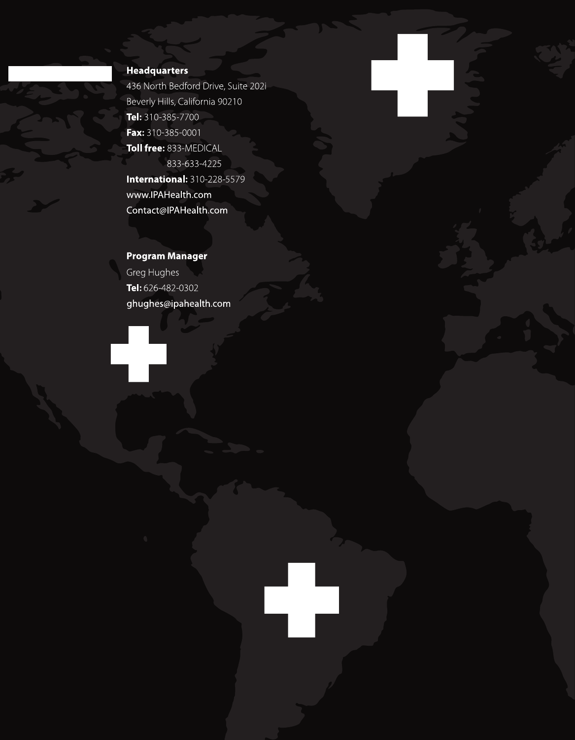**Headquarters**
436 North Bedford Drive, Suite 202i
Beverly Hills, California 90210
**Tel:** 310-385-7700
**Fax:** 310-385-0001
**Toll free:** 833-MEDICAL
833-633-4225
**International:** 310-228-5579
www.IPAHealth.com
Contact@IPAHealth.com

**Program Manager**
Greg Hughes
**Tel:** 626-482-0302
ghughes@ipahealth.com